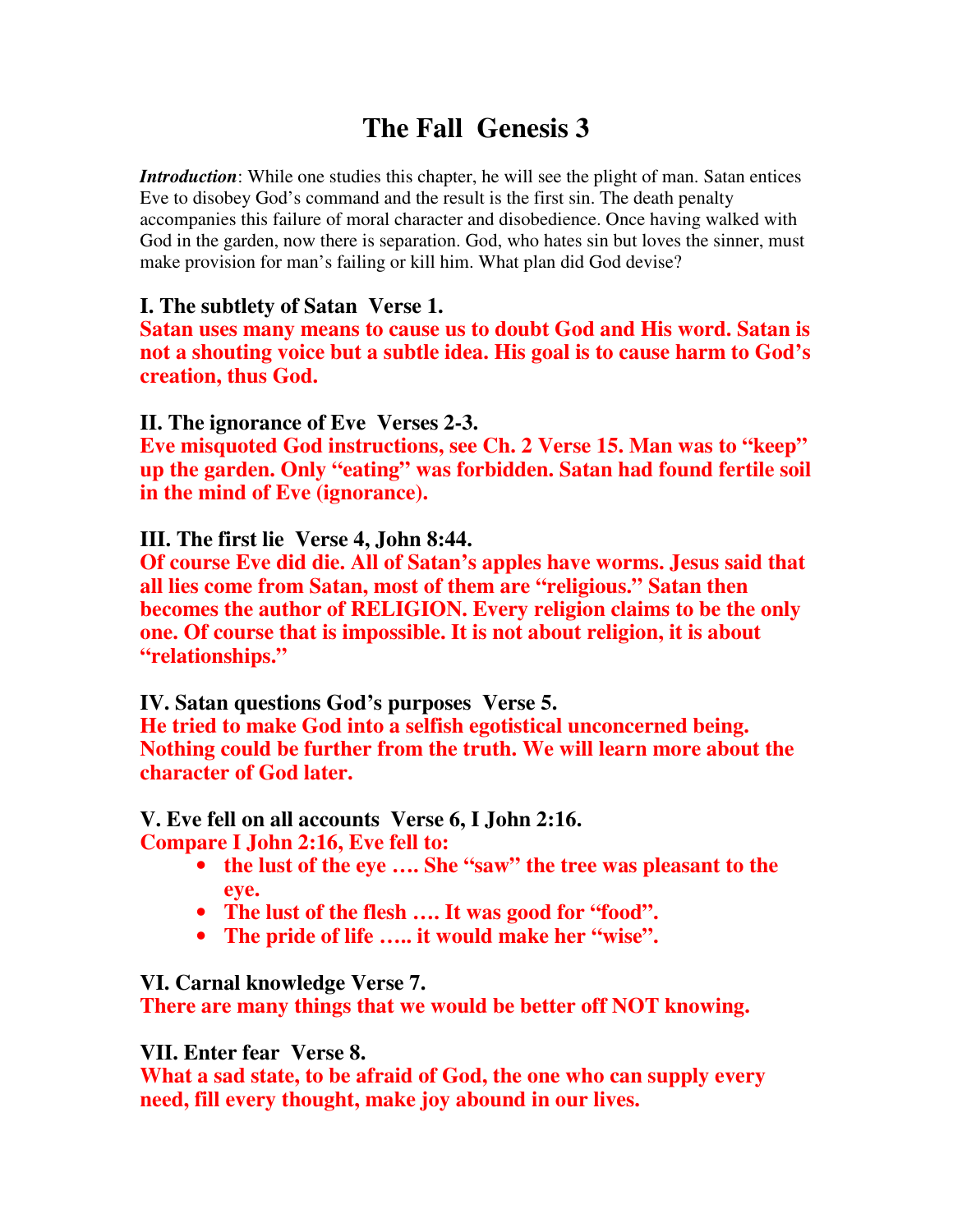# The Fall Genesis 3

***Introduction***: While one studies this chapter, he will see the plight of man. Satan entices Eve to disobey God's command and the result is the first sin. The death penalty accompanies this failure of moral character and disobedience. Once having walked with God in the garden, now there is separation. God, who hates sin but loves the sinner, must make provision for man's failing or kill him. What plan did God devise?

### I. The subtlety of Satan Verse 1.

**Satan uses many means to cause us to doubt God and His word. Satan is not a shouting voice but a subtle idea. His goal is to cause harm to God's creation, thus God.**

### II. The ignorance of Eve Verses 2-3.

**Eve misquoted God instructions, see Ch. 2 Verse 15. Man was to "keep" up the garden. Only "eating" was forbidden. Satan had found fertile soil in the mind of Eve (ignorance).**

### III. The first lie Verse 4, John 8:44.

**Of course Eve did die. All of Satan's apples have worms. Jesus said that all lies come from Satan, most of them are "religious." Satan then becomes the author of RELIGION. Every religion claims to be the only one. Of course that is impossible. It is not about religion, it is about "relationships."**

### IV. Satan questions God's purposes Verse 5.

**He tried to make God into a selfish egotistical unconcerned being. Nothing could be further from the truth. We will learn more about the character of God later.**

### V. Eve fell on all accounts Verse 6, I John 2:16.

**Compare I John 2:16, Eve fell to:**

- **the lust of the eye …. She "saw" the tree was pleasant to the eye.**
- **The lust of the flesh …. It was good for "food".**
- **The pride of life ….. it would make her "wise".**

### VI. Carnal knowledge Verse 7.

**There are many things that we would be better off NOT knowing.**

### VII. Enter fear Verse 8.

**What a sad state, to be afraid of God, the one who can supply every need, fill every thought, make joy abound in our lives.**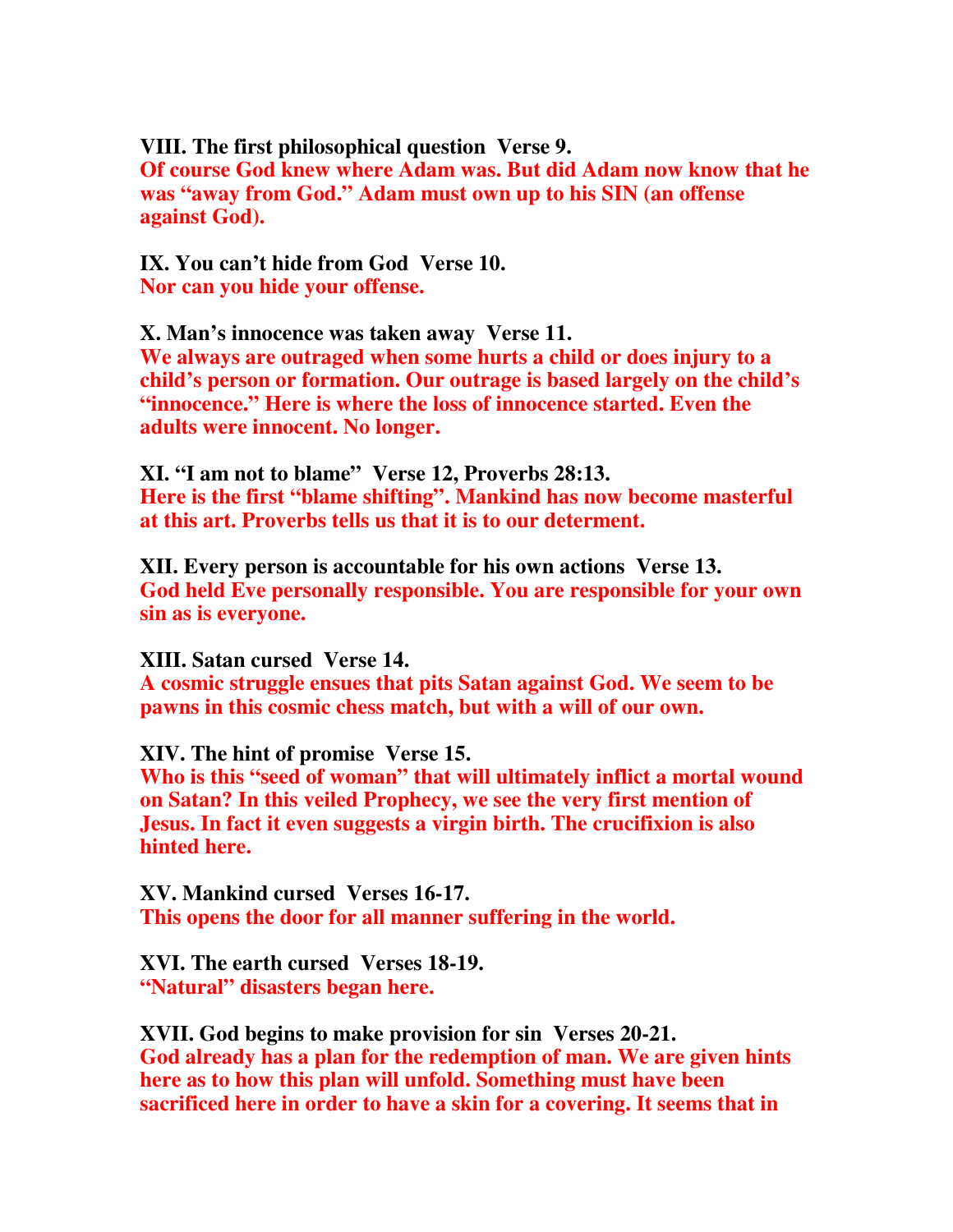**VIII. The first philosophical question  Verse 9.**
**Of course God knew where Adam was. But did Adam now know that he was “away from God.” Adam must own up to his SIN (an offense against God).**

**IX. You can’t hide from God  Verse 10.**
**Nor can you hide your offense.**

**X. Man’s innocence was taken away  Verse 11.**
**We always are outraged when some hurts a child or does injury to a child’s person or formation. Our outrage is based largely on the child’s “innocence.” Here is where the loss of innocence started. Even the adults were innocent. No longer.**

**XI. “I am not to blame”  Verse 12, Proverbs 28:13.**
**Here is the first “blame shifting”. Mankind has now become masterful at this art. Proverbs tells us that it is to our determent.**

**XII. Every person is accountable for his own actions  Verse 13.**
**God held Eve personally responsible. You are responsible for your own sin as is everyone.**

**XIII. Satan cursed  Verse 14.**
**A cosmic struggle ensues that pits Satan against God. We seem to be pawns in this cosmic chess match, but with a will of our own.**

**XIV. The hint of promise  Verse 15.**
**Who is this “seed of woman” that will ultimately inflict a mortal wound on Satan? In this veiled Prophecy, we see the very first mention of Jesus. In fact it even suggests a virgin birth. The crucifixion is also hinted here.**

**XV. Mankind cursed  Verses 16-17.**
**This opens the door for all manner suffering in the world.**

**XVI. The earth cursed  Verses 18-19.**
**“Natural” disasters began here.**

**XVII. God begins to make provision for sin  Verses 20-21.**
**God already has a plan for the redemption of man. We are given hints here as to how this plan will unfold. Something must have been sacrificed here in order to have a skin for a covering. It seems that in**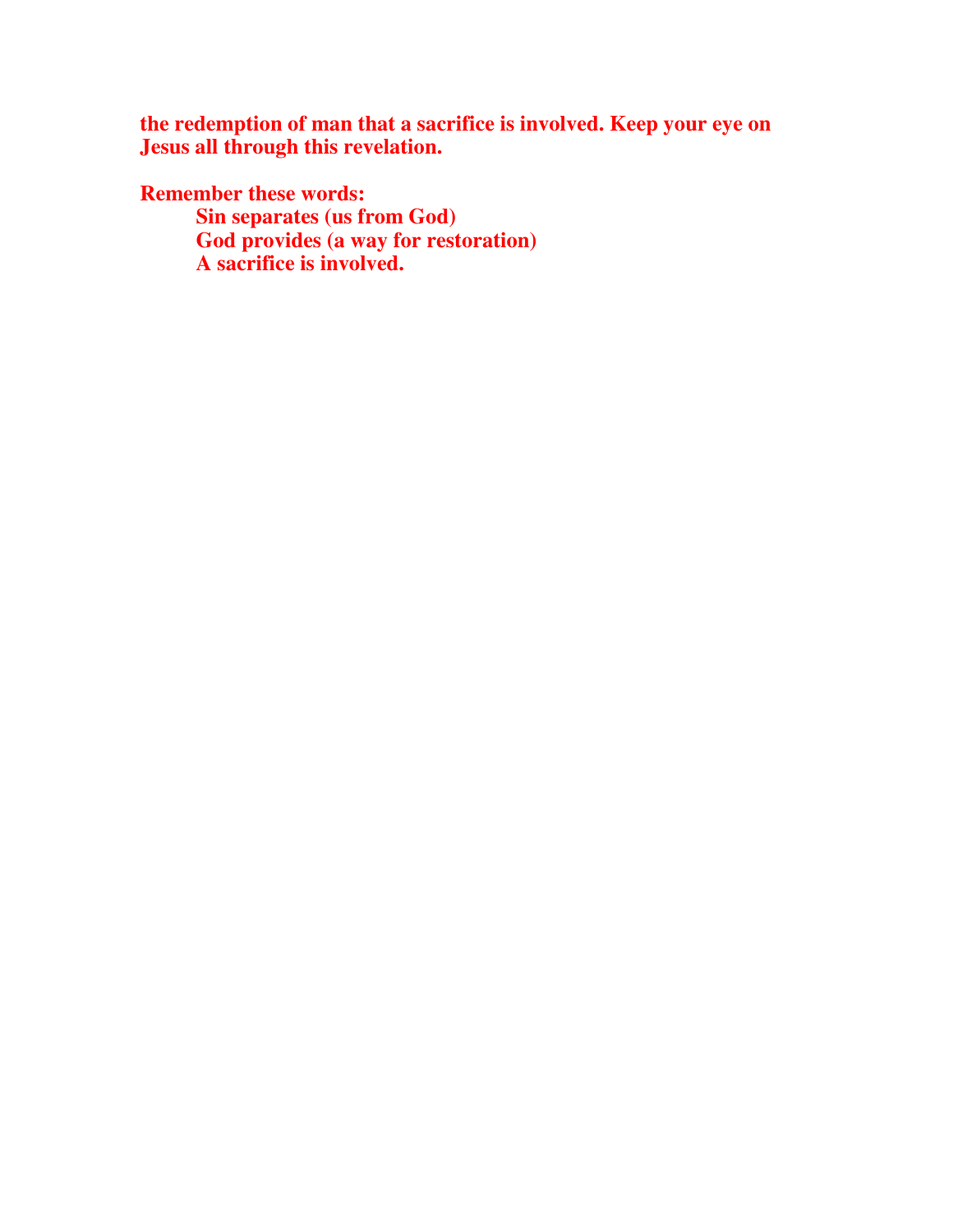**the redemption of man that a sacrifice is involved. Keep your eye on Jesus all through this revelation.**

**Remember these words:**

> **Sin separates (us from God)**
> **God provides (a way for restoration)**
> **A sacrifice is involved.**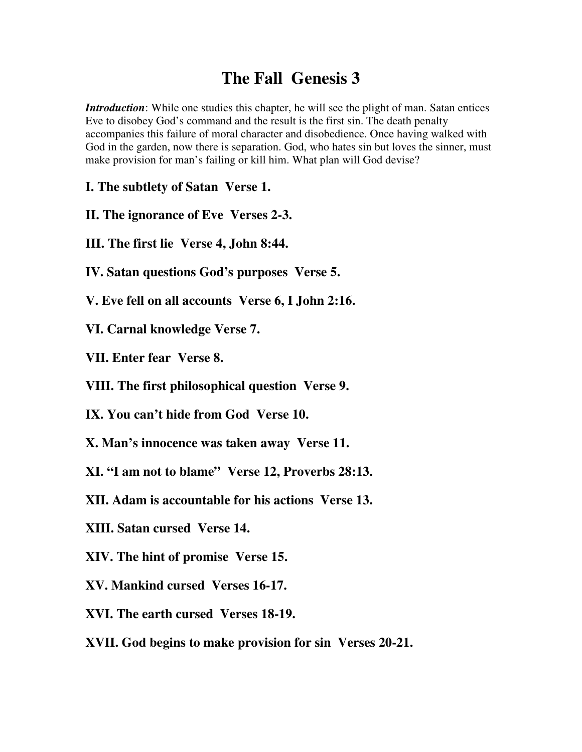# The Fall Genesis 3

***Introduction***: While one studies this chapter, he will see the plight of man. Satan entices Eve to disobey God's command and the result is the first sin. The death penalty accompanies this failure of moral character and disobedience. Once having walked with God in the garden, now there is separation. God, who hates sin but loves the sinner, must make provision for man's failing or kill him. What plan will God devise?

**I. The subtlety of Satan Verse 1.**

**II. The ignorance of Eve Verses 2-3.**

**III. The first lie Verse 4, John 8:44.**

**IV. Satan questions God's purposes Verse 5.**

**V. Eve fell on all accounts Verse 6, I John 2:16.**

**VI. Carnal knowledge Verse 7.**

**VII. Enter fear Verse 8.**

**VIII. The first philosophical question Verse 9.**

**IX. You can't hide from God Verse 10.**

**X. Man's innocence was taken away Verse 11.**

**XI. "I am not to blame" Verse 12, Proverbs 28:13.**

**XII. Adam is accountable for his actions Verse 13.**

**XIII. Satan cursed Verse 14.**

**XIV. The hint of promise Verse 15.**

**XV. Mankind cursed Verses 16-17.**

**XVI. The earth cursed Verses 18-19.**

**XVII. God begins to make provision for sin Verses 20-21.**